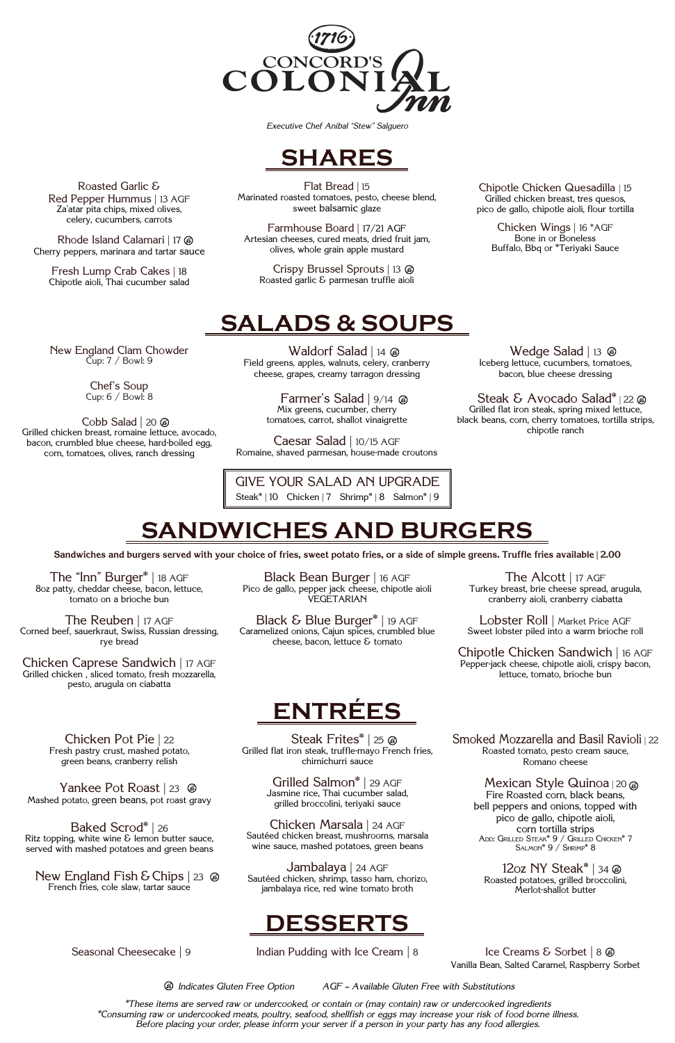# 1716 CONCORD'S COLONIAL Inn

*Executive Chef Anibal "Stew" Salguero*

## SHARES

**Roasted Garlic & Red Pepper Hummus** | 13 AGF
Za'atar pita chips, mixed olives, celery, cucumbers, carrots

**Rhode Island Calamari** | 17 ⓖ
Cherry peppers, marinara and tartar sauce

**Fresh Lump Crab Cakes** | 18
Chipotle aioli, Thai cucumber salad

**Flat Bread** | 15
Marinated roasted tomatoes, pesto, cheese blend, sweet balsamic glaze

**Farmhouse Board** | 17/21 AGF
Artesian cheeses, cured meats, dried fruit jam, olives, whole grain apple mustard

**Crispy Brussel Sprouts** | 13 ⓖ
Roasted garlic & parmesan truffle aioli

**Chipotle Chicken Quesadilla** | 15
Grilled chicken breast, tres quesos, pico de gallo, chipotle aioli, flour tortilla

**Chicken Wings** | 16 *AGF
Bone in or Boneless
Buffalo, Bbq or *Teriyaki Sauce

## SALADS & SOUPS

**New England Clam Chowder**
Cup: 7 / Bowl: 9

**Chef's Soup**
Cup: 6 / Bowl: 8

**Cobb Salad** | 20 ⓖ
Grilled chicken breast, romaine lettuce, avocado, bacon, crumbled blue cheese, hard-boiled egg, corn, tomatoes, olives, ranch dressing

**Waldorf Salad** | 14 ⓖ
Field greens, apples, walnuts, celery, cranberry cheese, grapes, creamy tarragon dressing

**Farmer's Salad** | 9/14 ⓖ
Mix greens, cucumber, cherry tomatoes, carrot, shallot vinaigrette

**Caesar Salad** | 10/15 AGF
Romaine, shaved parmesan, house-made croutons

**Wedge Salad** | 13 ⓖ
Iceberg lettuce, cucumbers, tomatoes, bacon, blue cheese dressing

**Steak & Avocado Salad*** | 22 ⓖ
Grilled flat iron steak, spring mixed lettuce, black beans, corn, cherry tomatoes, tortilla strips, chipotle ranch

**GIVE YOUR SALAD AN UPGRADE**
Steak* | 10 Chicken | 7 Shrimp* | 8 Salmon* | 9

## SANDWICHES AND BURGERS

**Sandwiches and burgers served with your choice of fries, sweet potato fries, or a side of simple greens. Truffle fries available | 2.00**

**The "Inn" Burger*** | 18 AGF
8oz patty, cheddar cheese, bacon, lettuce, tomato on a brioche bun

**The Reuben** | 17 AGF
Corned beef, sauerkraut, Swiss, Russian dressing, rye bread

**Chicken Caprese Sandwich** | 17 AGF
Grilled chicken , sliced tomato, fresh mozzarella, pesto, arugula on ciabatta

**Black Bean Burger** | 16 AGF
Pico de gallo, pepper jack cheese, chipotle aioli
VEGETARIAN

**Black & Blue Burger*** | 19 AGF
Caramelized onions, Cajun spices, crumbled blue cheese, bacon, lettuce & tomato

**The Alcott** | 17 AGF
Turkey breast, brie cheese spread, arugula, cranberry aioli, cranberry ciabatta

**Lobster Roll** | Market Price AGF
Sweet lobster piled into a warm brioche roll

**Chipotle Chicken Sandwich** | 16 AGF
Pepper-jack cheese, chipotle aioli, crispy bacon, lettuce, tomato, brioche bun

## ENTRÉES

**Chicken Pot Pie** | 22
Fresh pastry crust, mashed potato, green beans, cranberry relish

**Yankee Pot Roast** | 23 ⓖ
Mashed potato, green beans, pot roast gravy

**Baked Scrod*** | 26
Ritz topping, white wine & lemon butter sauce, served with mashed potatoes and green beans

**New England Fish & Chips** | 23 ⓖ
French fries, cole slaw, tartar sauce

**Steak Frites*** | 25 ⓖ
Grilled flat iron steak, truffle-mayo French fries, chimichurri sauce

**Grilled Salmon*** | 29 AGF
Jasmine rice, Thai cucumber salad, grilled broccolini, teriyaki sauce

**Chicken Marsala** | 24 AGF
Sautéed chicken breast, mushrooms, marsala wine sauce, mashed potatoes, green beans

**Jambalaya** | 24 AGF
Sautéed chicken, shrimp, tasso ham, chorizo, jambalaya rice, red wine tomato broth

**Smoked Mozzarella and Basil Ravioli** | 22
Roasted tomato, pesto cream sauce, Romano cheese

**Mexican Style Quinoa** | 20 ⓖ
Fire Roasted corn, black beans, bell peppers and onions, topped with pico de gallo, chipotle aioli, corn tortilla strips
Add: Grilled Steak* 9 / Grilled Chicken* 7
Salmon* 9 / Shrimp* 8

**12oz NY Steak*** | 34 ⓖ
Roasted potatoes, grilled broccolini, Merlot-shallot butter

## DESSERTS

**Seasonal Cheesecake** | 9

**Indian Pudding with Ice Cream** | 8

**Ice Creams & Sorbet** | 8 ⓖ
Vanilla Bean, Salted Caramel, Raspberry Sorbet

*ⓖ Indicates Gluten Free Option* *AGF = Available Gluten Free with Substitutions*

*\*These items are served raw or undercooked, or contain or (may contain) raw or undercooked ingredients*
*\*Consuming raw or undercooked meats, poultry, seafood, shellfish or eggs may increase your risk of food borne illness.*
*Before placing your order, please inform your server if a person in your party has any food allergies.*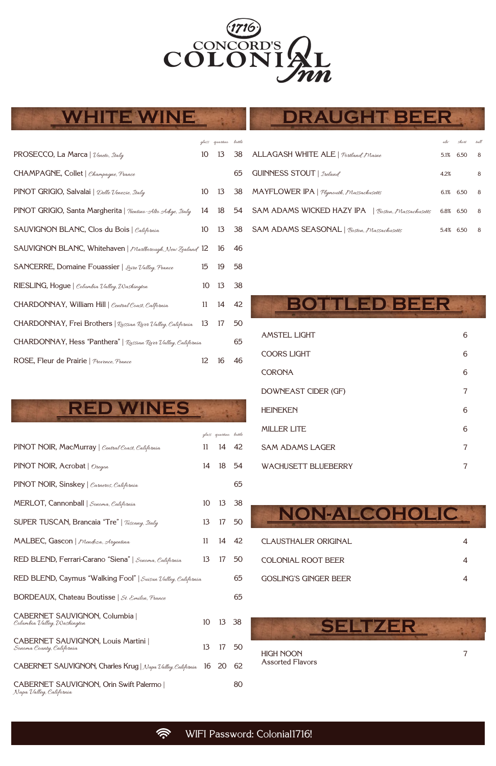# 1716 CONCORD'S COLONIAL Inn

## WHITE WINE

| | glass | quartino | bottle |
|---|---|---|---|
| PROSECCO, La Marca \| *Veneto, Italy* | 10 | 13 | 38 |
| CHAMPAGNE, Collet \| *Champagne, France* | | | 65 |
| PINOT GRIGIO, Salvalai \| *Delle Venezie, Italy* | 10 | 13 | 38 |
| PINOT GRIGIO, Santa Margherita \| *Trentino-Alto Adige, Italy* | 14 | 18 | 54 |
| SAUVIGNON BLANC, Clos du Bois \| *California* | 10 | 13 | 38 |
| SAUVIGNON BLANC, Whitehaven \| *Marlborough, New Zealand* | 12 | 16 | 46 |
| SANCERRE, Domaine Fouassier \| *Loire Valley, France* | 15 | 19 | 58 |
| RIESLING, Hogue \| *Columbia Valley, Washington* | 10 | 13 | 38 |
| CHARDONNAY, William Hill \| *Central Coast, California* | 11 | 14 | 42 |
| CHARDONNAY, Frei Brothers \| *Russian River Valley, California* | 13 | 17 | 50 |
| CHARDONNAY, Hess "Panthera" \| *Russian River Valley, California* | | | 65 |
| ROSE, Fleur de Prairie \| *Provence, France* | 12 | 16 | 46 |

## RED WINES

| | glass | quartino | bottle |
|---|---|---|---|
| PINOT NOIR, MacMurray \| *Central Coast, California* | 11 | 14 | 42 |
| PINOT NOIR, Acrobat \| *Oregon* | 14 | 18 | 54 |
| PINOT NOIR, Sinskey \| *Carneros, California* | | | 65 |
| MERLOT, Cannonball \| *Sonoma, California* | 10 | 13 | 38 |
| SUPER TUSCAN, Brancaia "Tre" \| *Tuscany, Italy* | 13 | 17 | 50 |
| MALBEC, Gascon \| *Mendoza, Argentina* | 11 | 14 | 42 |
| RED BLEND, Ferrari-Carano "Siena" \| *Sonoma, California* | 13 | 17 | 50 |
| RED BLEND, Caymus "Walking Fool" \| *Suisun Valley, California* | | | 65 |
| BORDEAUX, Chateau Boutisse \| *St. Emilion, France* | | | 65 |
| CABERNET SAUVIGNON, Columbia \| *Columbia Valley, Washington* | 10 | 13 | 38 |
| CABERNET SAUVIGNON, Louis Martini \| *Sonoma County, California* | 13 | 17 | 50 |
| CABERNET SAUVIGNON, Charles Krug \| *Napa Valley, California* | 16 | 20 | 62 |
| CABERNET SAUVIGNON, Orin Swift Palermo \| *Napa Valley, California* | | | 80 |

## DRAUGHT BEER

| | abv | short | tall |
|---|---|---|---|
| ALLAGASH WHITE ALE \| *Portland, Maine* | 5.1% | 6.50 | 8 |
| GUINNESS STOUT \| *Ireland* | 4.2% | | 8 |
| MAYFLOWER IPA \| *Plymouth, Massachusetts* | 6.1% | 6.50 | 8 |
| SAM ADAMS WICKED HAZY IPA \| *Boston, Massachusetts* | 6.8% | 6.50 | 8 |
| SAM ADAMS SEASONAL \| *Boston, Massachusetts* | 5.4% | 6.50 | 8 |

## BOTTLED BEER

| | |
|---|---|
| AMSTEL LIGHT | 6 |
| COORS LIGHT | 6 |
| CORONA | 6 |
| DOWNEAST CIDER (GF) | 7 |
| HEINEKEN | 6 |
| MILLER LITE | 6 |
| SAM ADAMS LAGER | 7 |
| WACHUSETT BLUEBERRY | 7 |

## NON-ALCOHOLIC

| | |
|---|---|
| CLAUSTHALER ORIGINAL | 4 |
| COLONIAL ROOT BEER | 4 |
| GOSLING'S GINGER BEER | 4 |

## SELTZER

| | |
|---|---|
| HIGH NOON<br>Assorted Flavors | 7 |

WIFI Password: Colonial1716!